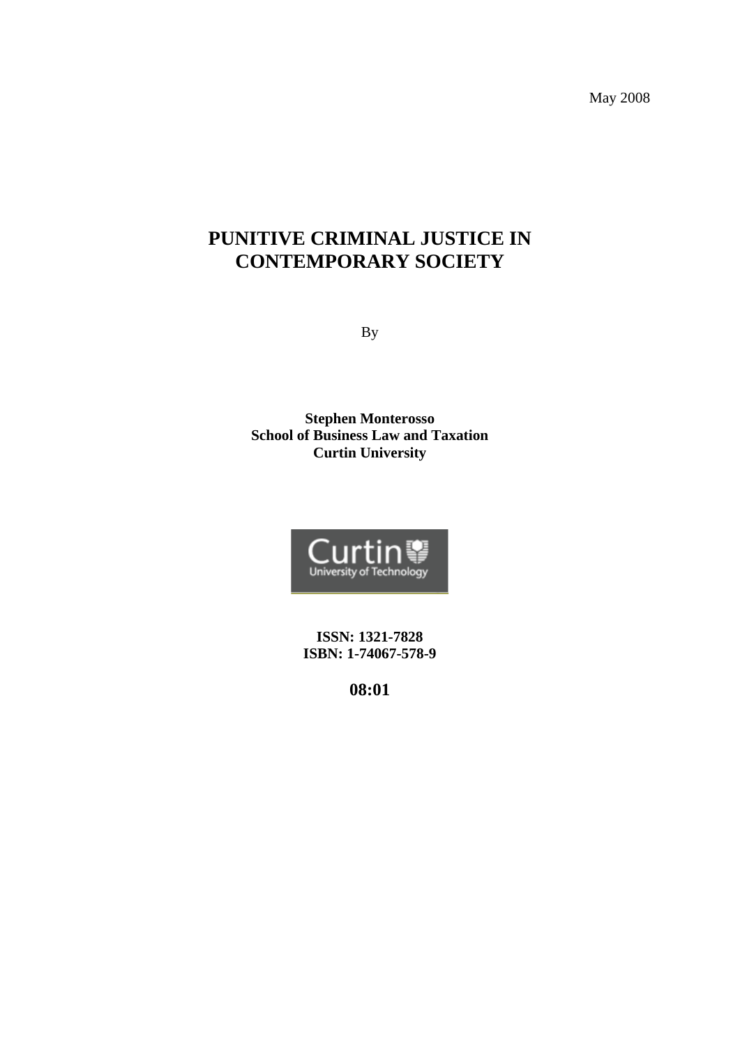May 2008

# PUNITIVE CRIMINAL JUSTICE IN CONTEMPORARY SOCIETY

By

**Stephen Monterosso**
**School of Business Law and Taxation**
**Curtin University**

**ISSN: 1321-7828**
**ISBN: 1-74067-578-9**

**08:01**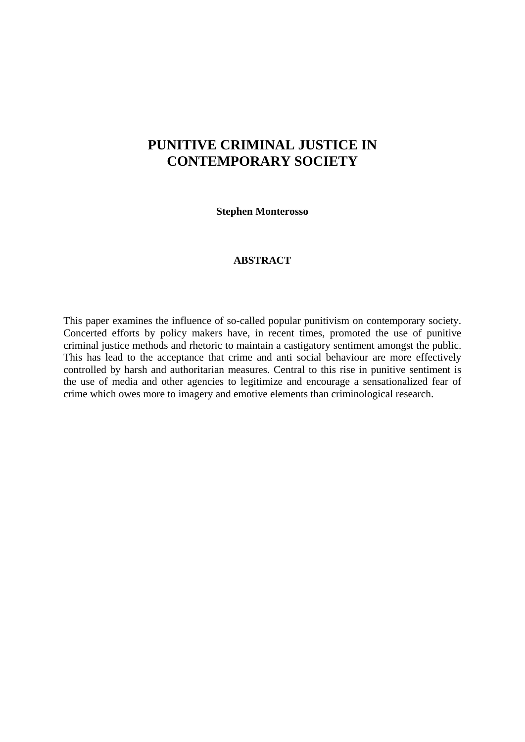# PUNITIVE CRIMINAL JUSTICE IN CONTEMPORARY SOCIETY

**Stephen Monterosso**

**ABSTRACT**

This paper examines the influence of so-called popular punitivism on contemporary society. Concerted efforts by policy makers have, in recent times, promoted the use of punitive criminal justice methods and rhetoric to maintain a castigatory sentiment amongst the public. This has lead to the acceptance that crime and anti social behaviour are more effectively controlled by harsh and authoritarian measures. Central to this rise in punitive sentiment is the use of media and other agencies to legitimize and encourage a sensationalized fear of crime which owes more to imagery and emotive elements than criminological research.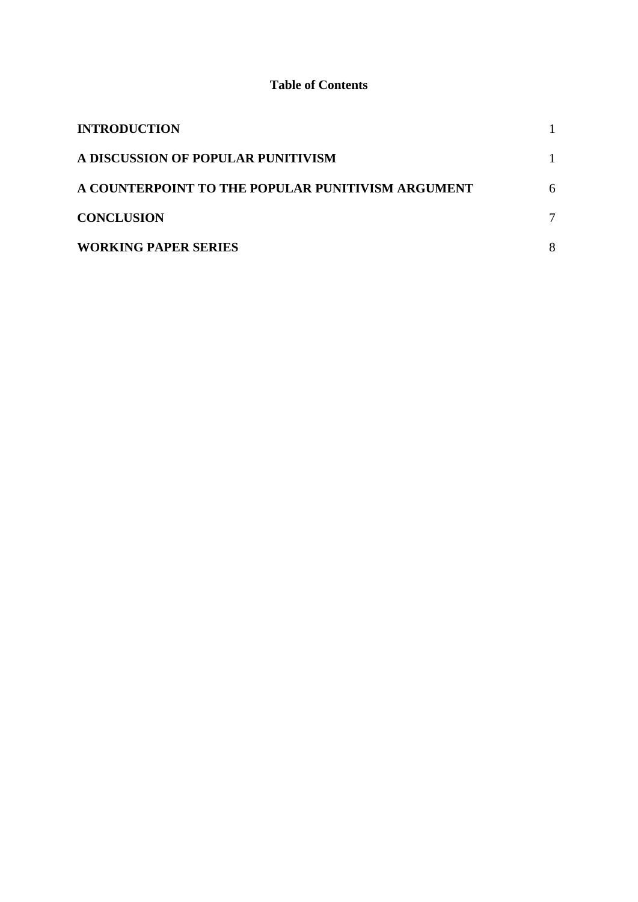**Table of Contents**

| | |
|---|---|
| **INTRODUCTION** | 1 |
| **A DISCUSSION OF POPULAR PUNITIVISM** | 1 |
| **A COUNTERPOINT TO THE POPULAR PUNITIVISM ARGUMENT** | 6 |
| **CONCLUSION** | 7 |
| **WORKING PAPER SERIES** | 8 |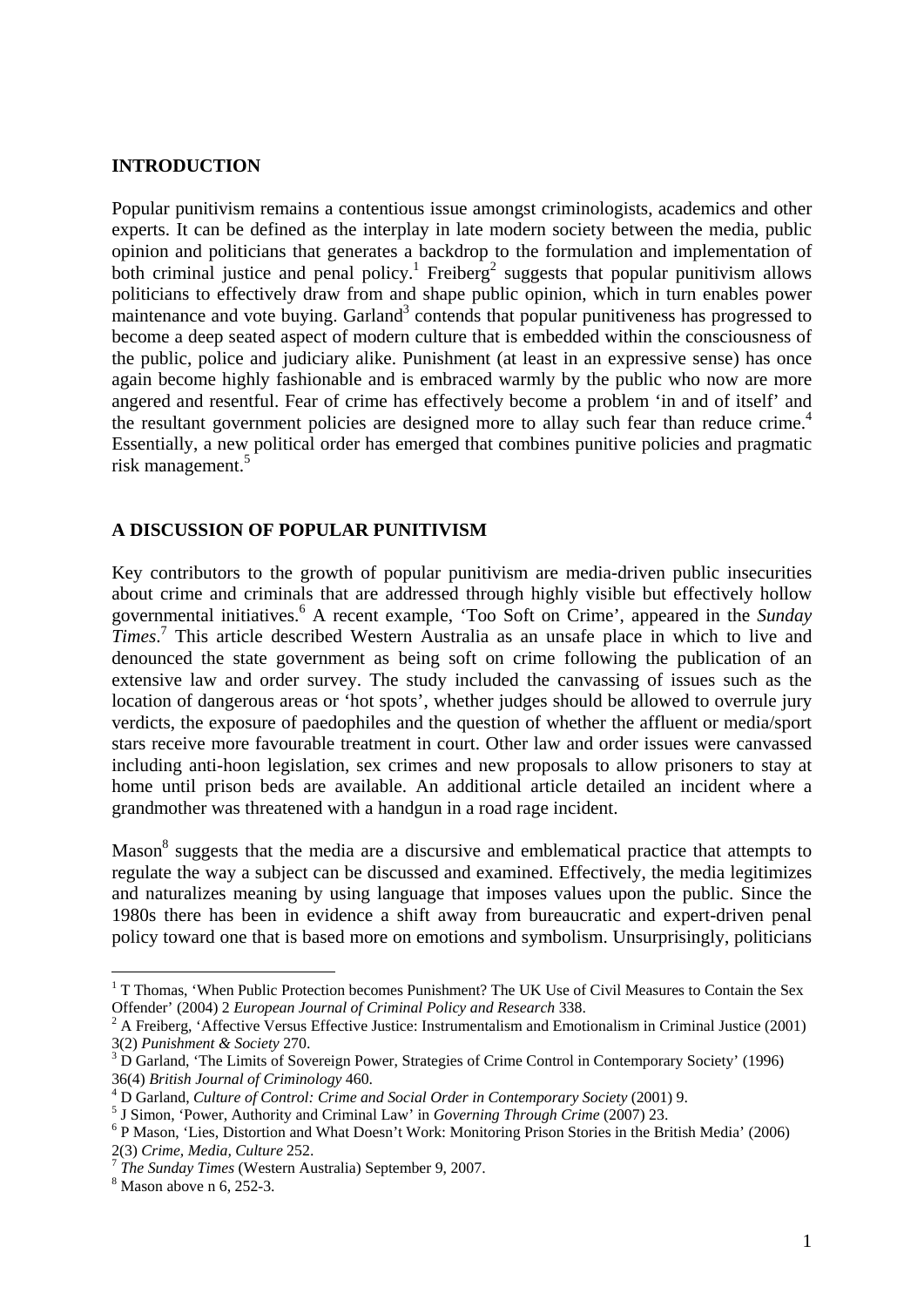## INTRODUCTION

Popular punitivism remains a contentious issue amongst criminologists, academics and other experts. It can be defined as the interplay in late modern society between the media, public opinion and politicians that generates a backdrop to the formulation and implementation of both criminal justice and penal policy.[1] Freiberg[2] suggests that popular punitivism allows politicians to effectively draw from and shape public opinion, which in turn enables power maintenance and vote buying. Garland[3] contends that popular punitiveness has progressed to become a deep seated aspect of modern culture that is embedded within the consciousness of the public, police and judiciary alike. Punishment (at least in an expressive sense) has once again become highly fashionable and is embraced warmly by the public who now are more angered and resentful. Fear of crime has effectively become a problem 'in and of itself' and the resultant government policies are designed more to allay such fear than reduce crime.[4] Essentially, a new political order has emerged that combines punitive policies and pragmatic risk management.[5]

## A DISCUSSION OF POPULAR PUNITIVISM

Key contributors to the growth of popular punitivism are media-driven public insecurities about crime and criminals that are addressed through highly visible but effectively hollow governmental initiatives.[6] A recent example, 'Too Soft on Crime', appeared in the *Sunday Times*.[7] This article described Western Australia as an unsafe place in which to live and denounced the state government as being soft on crime following the publication of an extensive law and order survey. The study included the canvassing of issues such as the location of dangerous areas or 'hot spots', whether judges should be allowed to overrule jury verdicts, the exposure of paedophiles and the question of whether the affluent or media/sport stars receive more favourable treatment in court. Other law and order issues were canvassed including anti-hoon legislation, sex crimes and new proposals to allow prisoners to stay at home until prison beds are available. An additional article detailed an incident where a grandmother was threatened with a handgun in a road rage incident.

Mason[8] suggests that the media are a discursive and emblematical practice that attempts to regulate the way a subject can be discussed and examined. Effectively, the media legitimizes and naturalizes meaning by using language that imposes values upon the public. Since the 1980s there has been in evidence a shift away from bureaucratic and expert-driven penal policy toward one that is based more on emotions and symbolism. Unsurprisingly, politicians

---

[1] T Thomas, 'When Public Protection becomes Punishment? The UK Use of Civil Measures to Contain the Sex Offender' (2004) 2 *European Journal of Criminal Policy and Research* 338.

[2] A Freiberg, 'Affective Versus Effective Justice: Instrumentalism and Emotionalism in Criminal Justice (2001) 3(2) *Punishment & Society* 270.

[3] D Garland, 'The Limits of Sovereign Power, Strategies of Crime Control in Contemporary Society' (1996) 36(4) *British Journal of Criminology* 460.

[4] D Garland, *Culture of Control: Crime and Social Order in Contemporary Society* (2001) 9.

[5] J Simon, 'Power, Authority and Criminal Law' in *Governing Through Crime* (2007) 23.

[6] P Mason, 'Lies, Distortion and What Doesn't Work: Monitoring Prison Stories in the British Media' (2006) 2(3) *Crime, Media, Culture* 252.

[7] *The Sunday Times* (Western Australia) September 9, 2007.

[8] Mason above n 6, 252-3.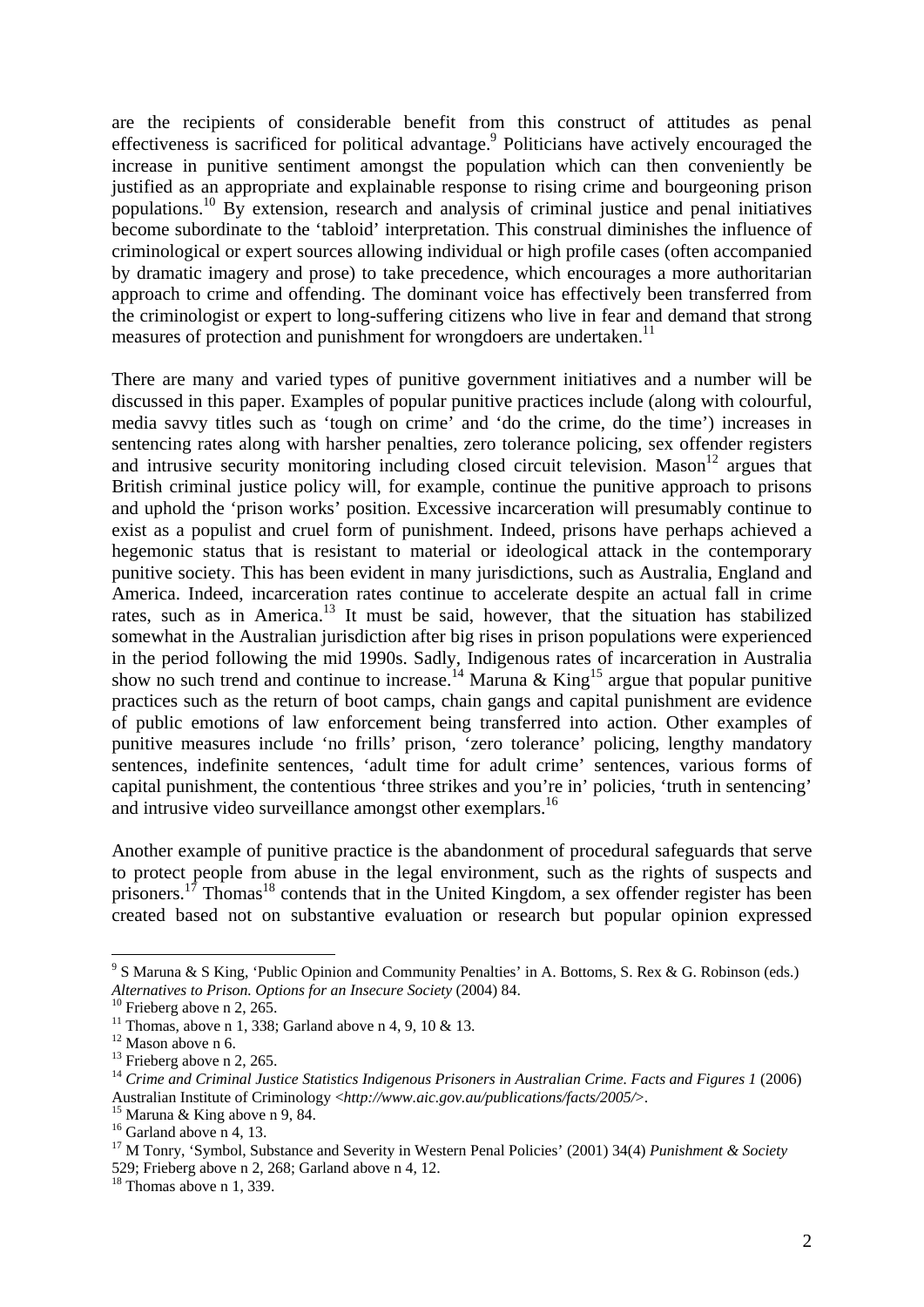are the recipients of considerable benefit from this construct of attitudes as penal effectiveness is sacrificed for political advantage.[9] Politicians have actively encouraged the increase in punitive sentiment amongst the population which can then conveniently be justified as an appropriate and explainable response to rising crime and bourgeoning prison populations.[10] By extension, research and analysis of criminal justice and penal initiatives become subordinate to the 'tabloid' interpretation. This construal diminishes the influence of criminological or expert sources allowing individual or high profile cases (often accompanied by dramatic imagery and prose) to take precedence, which encourages a more authoritarian approach to crime and offending. The dominant voice has effectively been transferred from the criminologist or expert to long-suffering citizens who live in fear and demand that strong measures of protection and punishment for wrongdoers are undertaken.[11]

There are many and varied types of punitive government initiatives and a number will be discussed in this paper. Examples of popular punitive practices include (along with colourful, media savvy titles such as 'tough on crime' and 'do the crime, do the time') increases in sentencing rates along with harsher penalties, zero tolerance policing, sex offender registers and intrusive security monitoring including closed circuit television. Mason[12] argues that British criminal justice policy will, for example, continue the punitive approach to prisons and uphold the 'prison works' position. Excessive incarceration will presumably continue to exist as a populist and cruel form of punishment. Indeed, prisons have perhaps achieved a hegemonic status that is resistant to material or ideological attack in the contemporary punitive society. This has been evident in many jurisdictions, such as Australia, England and America. Indeed, incarceration rates continue to accelerate despite an actual fall in crime rates, such as in America.[13] It must be said, however, that the situation has stabilized somewhat in the Australian jurisdiction after big rises in prison populations were experienced in the period following the mid 1990s. Sadly, Indigenous rates of incarceration in Australia show no such trend and continue to increase.[14] Maruna & King[15] argue that popular punitive practices such as the return of boot camps, chain gangs and capital punishment are evidence of public emotions of law enforcement being transferred into action. Other examples of punitive measures include 'no frills' prison, 'zero tolerance' policing, lengthy mandatory sentences, indefinite sentences, 'adult time for adult crime' sentences, various forms of capital punishment, the contentious 'three strikes and you're in' policies, 'truth in sentencing' and intrusive video surveillance amongst other exemplars.[16]

Another example of punitive practice is the abandonment of procedural safeguards that serve to protect people from abuse in the legal environment, such as the rights of suspects and prisoners.[17] Thomas[18] contends that in the United Kingdom, a sex offender register has been created based not on substantive evaluation or research but popular opinion expressed

---

[9] S Maruna & S King, 'Public Opinion and Community Penalties' in A. Bottoms, S. Rex & G. Robinson (eds.) *Alternatives to Prison. Options for an Insecure Society* (2004) 84.

[10] Frieberg above n 2, 265.

[11] Thomas, above n 1, 338; Garland above n 4, 9, 10 & 13.

[12] Mason above n 6.

[13] Frieberg above n 2, 265.

[14] *Crime and Criminal Justice Statistics Indigenous Prisoners in Australian Crime. Facts and Figures 1* (2006) Australian Institute of Criminology <*http://www.aic.gov.au/publications/facts/2005/*>.

[15] Maruna & King above n 9, 84.

[16] Garland above n 4, 13.

[17] M Tonry, 'Symbol, Substance and Severity in Western Penal Policies' (2001) 34(4) *Punishment & Society* 529; Frieberg above n 2, 268; Garland above n 4, 12.

[18] Thomas above n 1, 339.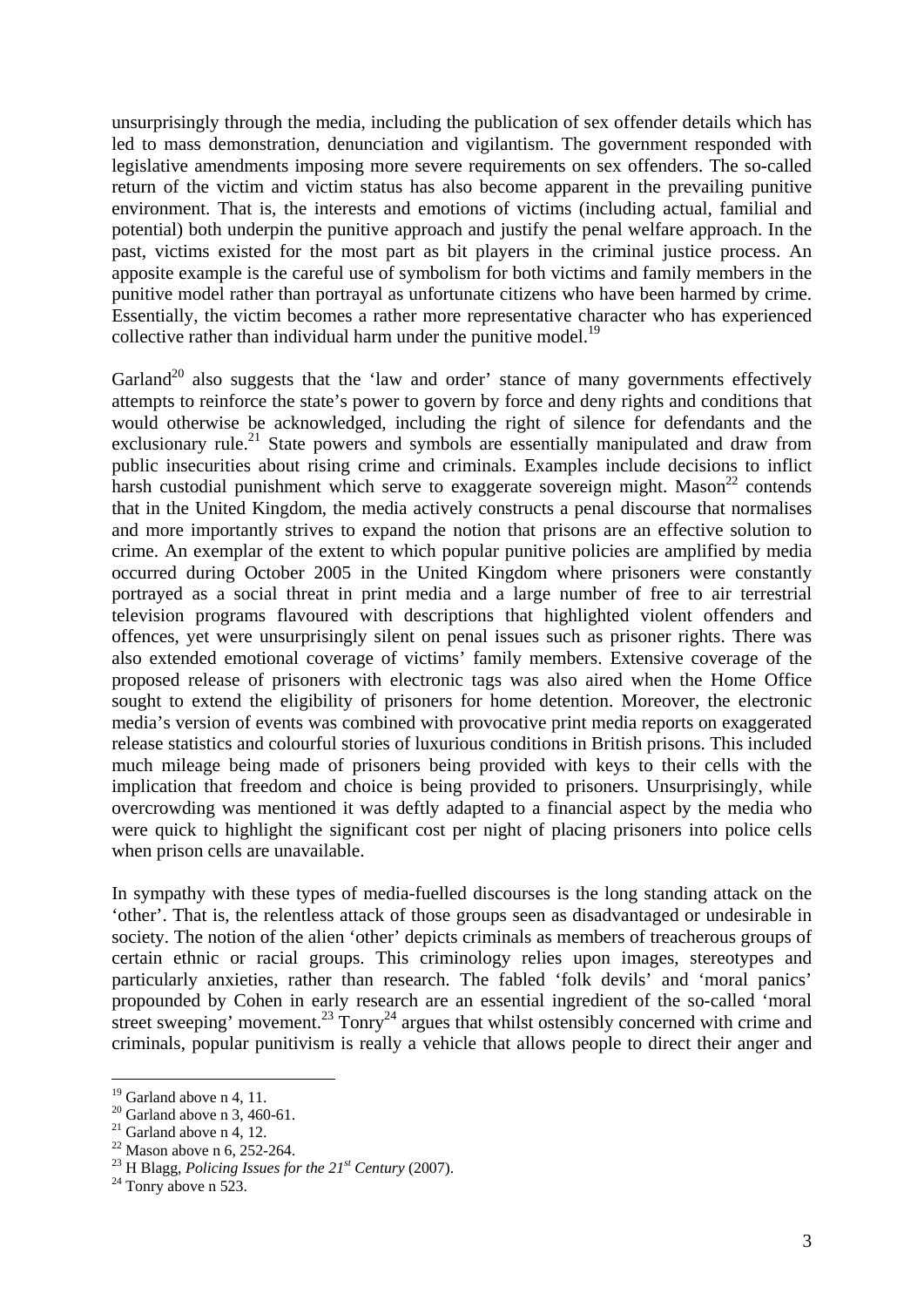unsurprisingly through the media, including the publication of sex offender details which has led to mass demonstration, denunciation and vigilantism. The government responded with legislative amendments imposing more severe requirements on sex offenders. The so-called return of the victim and victim status has also become apparent in the prevailing punitive environment. That is, the interests and emotions of victims (including actual, familial and potential) both underpin the punitive approach and justify the penal welfare approach. In the past, victims existed for the most part as bit players in the criminal justice process. An apposite example is the careful use of symbolism for both victims and family members in the punitive model rather than portrayal as unfortunate citizens who have been harmed by crime. Essentially, the victim becomes a rather more representative character who has experienced collective rather than individual harm under the punitive model.[19]

Garland[20] also suggests that the 'law and order' stance of many governments effectively attempts to reinforce the state's power to govern by force and deny rights and conditions that would otherwise be acknowledged, including the right of silence for defendants and the exclusionary rule.[21] State powers and symbols are essentially manipulated and draw from public insecurities about rising crime and criminals. Examples include decisions to inflict harsh custodial punishment which serve to exaggerate sovereign might. Mason[22] contends that in the United Kingdom, the media actively constructs a penal discourse that normalises and more importantly strives to expand the notion that prisons are an effective solution to crime. An exemplar of the extent to which popular punitive policies are amplified by media occurred during October 2005 in the United Kingdom where prisoners were constantly portrayed as a social threat in print media and a large number of free to air terrestrial television programs flavoured with descriptions that highlighted violent offenders and offences, yet were unsurprisingly silent on penal issues such as prisoner rights. There was also extended emotional coverage of victims' family members. Extensive coverage of the proposed release of prisoners with electronic tags was also aired when the Home Office sought to extend the eligibility of prisoners for home detention. Moreover, the electronic media's version of events was combined with provocative print media reports on exaggerated release statistics and colourful stories of luxurious conditions in British prisons. This included much mileage being made of prisoners being provided with keys to their cells with the implication that freedom and choice is being provided to prisoners. Unsurprisingly, while overcrowding was mentioned it was deftly adapted to a financial aspect by the media who were quick to highlight the significant cost per night of placing prisoners into police cells when prison cells are unavailable.

In sympathy with these types of media-fuelled discourses is the long standing attack on the 'other'. That is, the relentless attack of those groups seen as disadvantaged or undesirable in society. The notion of the alien 'other' depicts criminals as members of treacherous groups of certain ethnic or racial groups. This criminology relies upon images, stereotypes and particularly anxieties, rather than research. The fabled 'folk devils' and 'moral panics' propounded by Cohen in early research are an essential ingredient of the so-called 'moral street sweeping' movement.[23] Tonry[24] argues that whilst ostensibly concerned with crime and criminals, popular punitivism is really a vehicle that allows people to direct their anger and

---

[19] Garland above n 4, 11.

[20] Garland above n 3, 460-61.

[21] Garland above n 4, 12.

[22] Mason above n 6, 252-264.

[23] H Blagg, *Policing Issues for the 21st Century* (2007).

[24] Tonry above n 523.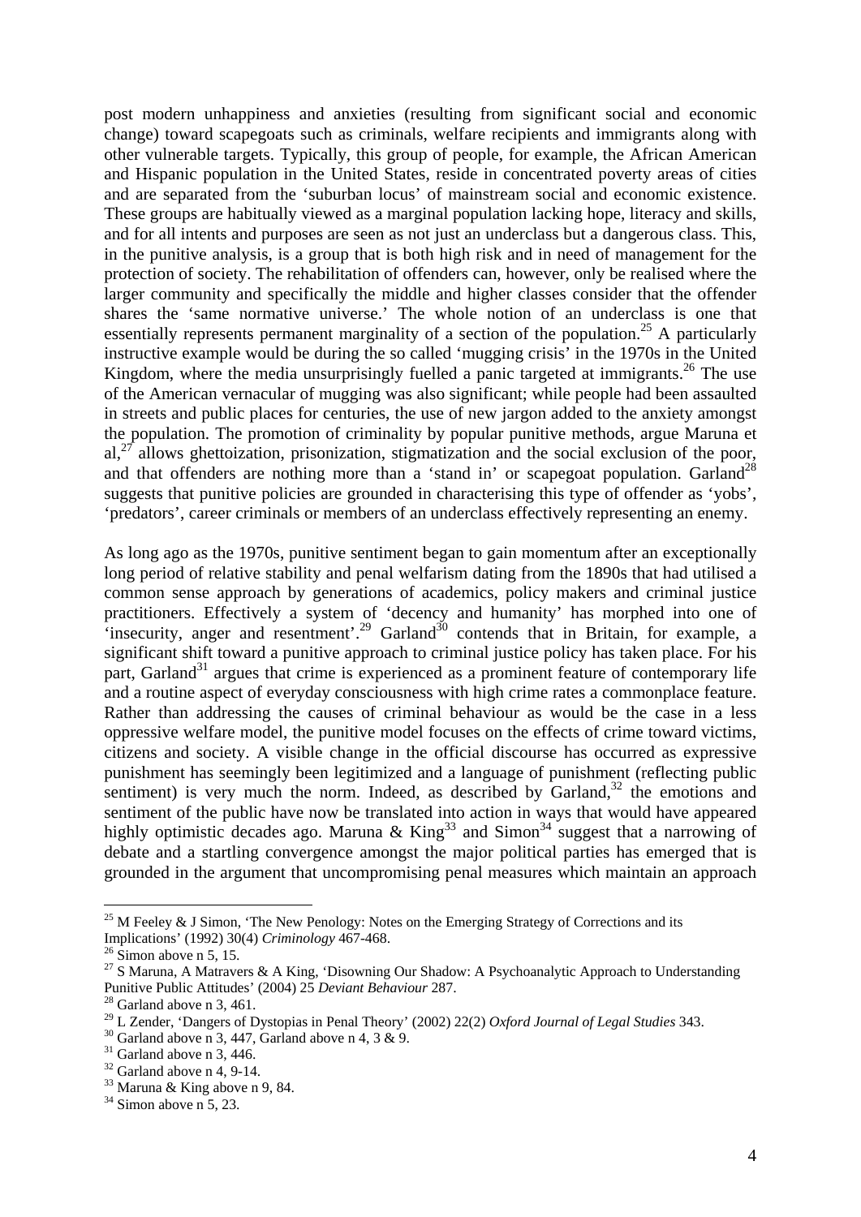post modern unhappiness and anxieties (resulting from significant social and economic change) toward scapegoats such as criminals, welfare recipients and immigrants along with other vulnerable targets. Typically, this group of people, for example, the African American and Hispanic population in the United States, reside in concentrated poverty areas of cities and are separated from the 'suburban locus' of mainstream social and economic existence. These groups are habitually viewed as a marginal population lacking hope, literacy and skills, and for all intents and purposes are seen as not just an underclass but a dangerous class. This, in the punitive analysis, is a group that is both high risk and in need of management for the protection of society. The rehabilitation of offenders can, however, only be realised where the larger community and specifically the middle and higher classes consider that the offender shares the 'same normative universe.' The whole notion of an underclass is one that essentially represents permanent marginality of a section of the population.[25] A particularly instructive example would be during the so called 'mugging crisis' in the 1970s in the United Kingdom, where the media unsurprisingly fuelled a panic targeted at immigrants.[26] The use of the American vernacular of mugging was also significant; while people had been assaulted in streets and public places for centuries, the use of new jargon added to the anxiety amongst the population. The promotion of criminality by popular punitive methods, argue Maruna et al,[27] allows ghettoization, prisonization, stigmatization and the social exclusion of the poor, and that offenders are nothing more than a 'stand in' or scapegoat population. Garland[28] suggests that punitive policies are grounded in characterising this type of offender as 'yobs', 'predators', career criminals or members of an underclass effectively representing an enemy.

As long ago as the 1970s, punitive sentiment began to gain momentum after an exceptionally long period of relative stability and penal welfarism dating from the 1890s that had utilised a common sense approach by generations of academics, policy makers and criminal justice practitioners. Effectively a system of 'decency and humanity' has morphed into one of 'insecurity, anger and resentment'.[29] Garland[30] contends that in Britain, for example, a significant shift toward a punitive approach to criminal justice policy has taken place. For his part, Garland[31] argues that crime is experienced as a prominent feature of contemporary life and a routine aspect of everyday consciousness with high crime rates a commonplace feature. Rather than addressing the causes of criminal behaviour as would be the case in a less oppressive welfare model, the punitive model focuses on the effects of crime toward victims, citizens and society. A visible change in the official discourse has occurred as expressive punishment has seemingly been legitimized and a language of punishment (reflecting public sentiment) is very much the norm. Indeed, as described by Garland,[32] the emotions and sentiment of the public have now be translated into action in ways that would have appeared highly optimistic decades ago. Maruna & King[33] and Simon[34] suggest that a narrowing of debate and a startling convergence amongst the major political parties has emerged that is grounded in the argument that uncompromising penal measures which maintain an approach

---

[25] M Feeley & J Simon, 'The New Penology: Notes on the Emerging Strategy of Corrections and its Implications' (1992) 30(4) *Criminology* 467-468.

[26] Simon above n 5, 15.

[27] S Maruna, A Matravers & A King, 'Disowning Our Shadow: A Psychoanalytic Approach to Understanding Punitive Public Attitudes' (2004) 25 *Deviant Behaviour* 287.

[28] Garland above n 3, 461.

[29] L Zender, 'Dangers of Dystopias in Penal Theory' (2002) 22(2) *Oxford Journal of Legal Studies* 343.

[30] Garland above n 3, 447, Garland above n 4, 3 & 9.

[31] Garland above n 3, 446.

[32] Garland above n 4, 9-14.

[33] Maruna & King above n 9, 84.

[34] Simon above n 5, 23.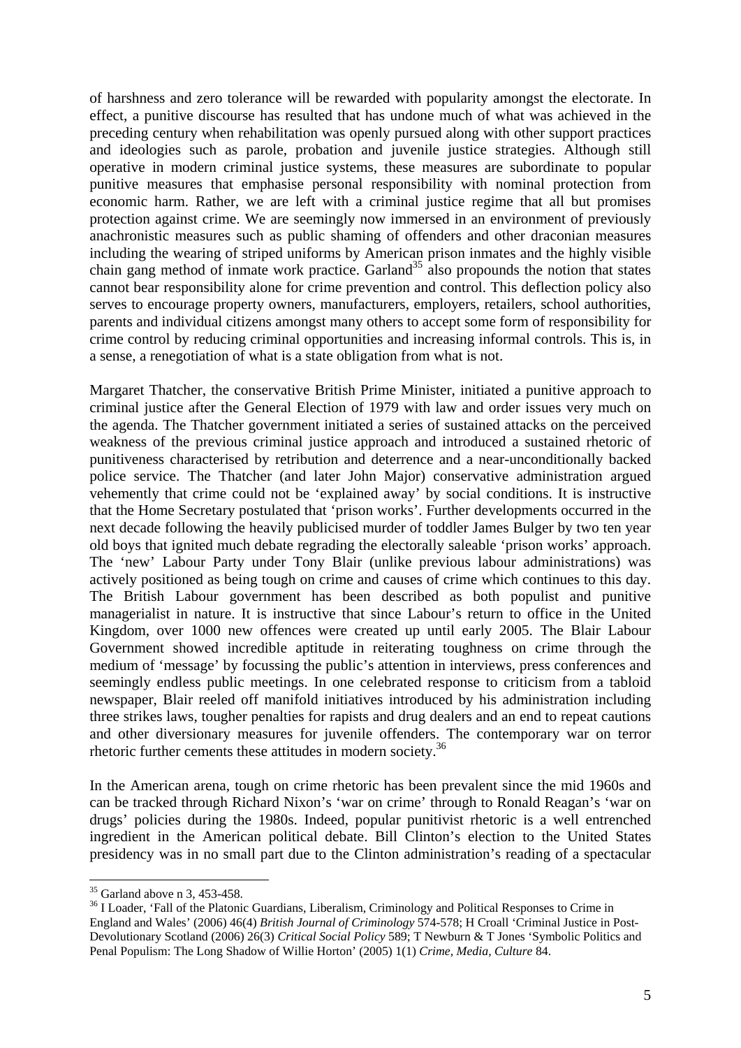of harshness and zero tolerance will be rewarded with popularity amongst the electorate. In effect, a punitive discourse has resulted that has undone much of what was achieved in the preceding century when rehabilitation was openly pursued along with other support practices and ideologies such as parole, probation and juvenile justice strategies. Although still operative in modern criminal justice systems, these measures are subordinate to popular punitive measures that emphasise personal responsibility with nominal protection from economic harm. Rather, we are left with a criminal justice regime that all but promises protection against crime. We are seemingly now immersed in an environment of previously anachronistic measures such as public shaming of offenders and other draconian measures including the wearing of striped uniforms by American prison inmates and the highly visible chain gang method of inmate work practice. Garland[35] also propounds the notion that states cannot bear responsibility alone for crime prevention and control. This deflection policy also serves to encourage property owners, manufacturers, employers, retailers, school authorities, parents and individual citizens amongst many others to accept some form of responsibility for crime control by reducing criminal opportunities and increasing informal controls. This is, in a sense, a renegotiation of what is a state obligation from what is not.

Margaret Thatcher, the conservative British Prime Minister, initiated a punitive approach to criminal justice after the General Election of 1979 with law and order issues very much on the agenda. The Thatcher government initiated a series of sustained attacks on the perceived weakness of the previous criminal justice approach and introduced a sustained rhetoric of punitiveness characterised by retribution and deterrence and a near-unconditionally backed police service. The Thatcher (and later John Major) conservative administration argued vehemently that crime could not be 'explained away' by social conditions. It is instructive that the Home Secretary postulated that 'prison works'. Further developments occurred in the next decade following the heavily publicised murder of toddler James Bulger by two ten year old boys that ignited much debate regrading the electorally saleable 'prison works' approach. The 'new' Labour Party under Tony Blair (unlike previous labour administrations) was actively positioned as being tough on crime and causes of crime which continues to this day. The British Labour government has been described as both populist and punitive managerialist in nature. It is instructive that since Labour's return to office in the United Kingdom, over 1000 new offences were created up until early 2005. The Blair Labour Government showed incredible aptitude in reiterating toughness on crime through the medium of 'message' by focussing the public's attention in interviews, press conferences and seemingly endless public meetings. In one celebrated response to criticism from a tabloid newspaper, Blair reeled off manifold initiatives introduced by his administration including three strikes laws, tougher penalties for rapists and drug dealers and an end to repeat cautions and other diversionary measures for juvenile offenders. The contemporary war on terror rhetoric further cements these attitudes in modern society.[36]

In the American arena, tough on crime rhetoric has been prevalent since the mid 1960s and can be tracked through Richard Nixon's 'war on crime' through to Ronald Reagan's 'war on drugs' policies during the 1980s. Indeed, popular punitivist rhetoric is a well entrenched ingredient in the American political debate. Bill Clinton's election to the United States presidency was in no small part due to the Clinton administration's reading of a spectacular

---

[35] Garland above n 3, 453-458.

[36] I Loader, 'Fall of the Platonic Guardians, Liberalism, Criminology and Political Responses to Crime in England and Wales' (2006) 46(4) *British Journal of Criminology* 574-578; H Croall 'Criminal Justice in Post-Devolutionary Scotland (2006) 26(3) *Critical Social Policy* 589; T Newburn & T Jones 'Symbolic Politics and Penal Populism: The Long Shadow of Willie Horton' (2005) 1(1) *Crime, Media, Culture* 84.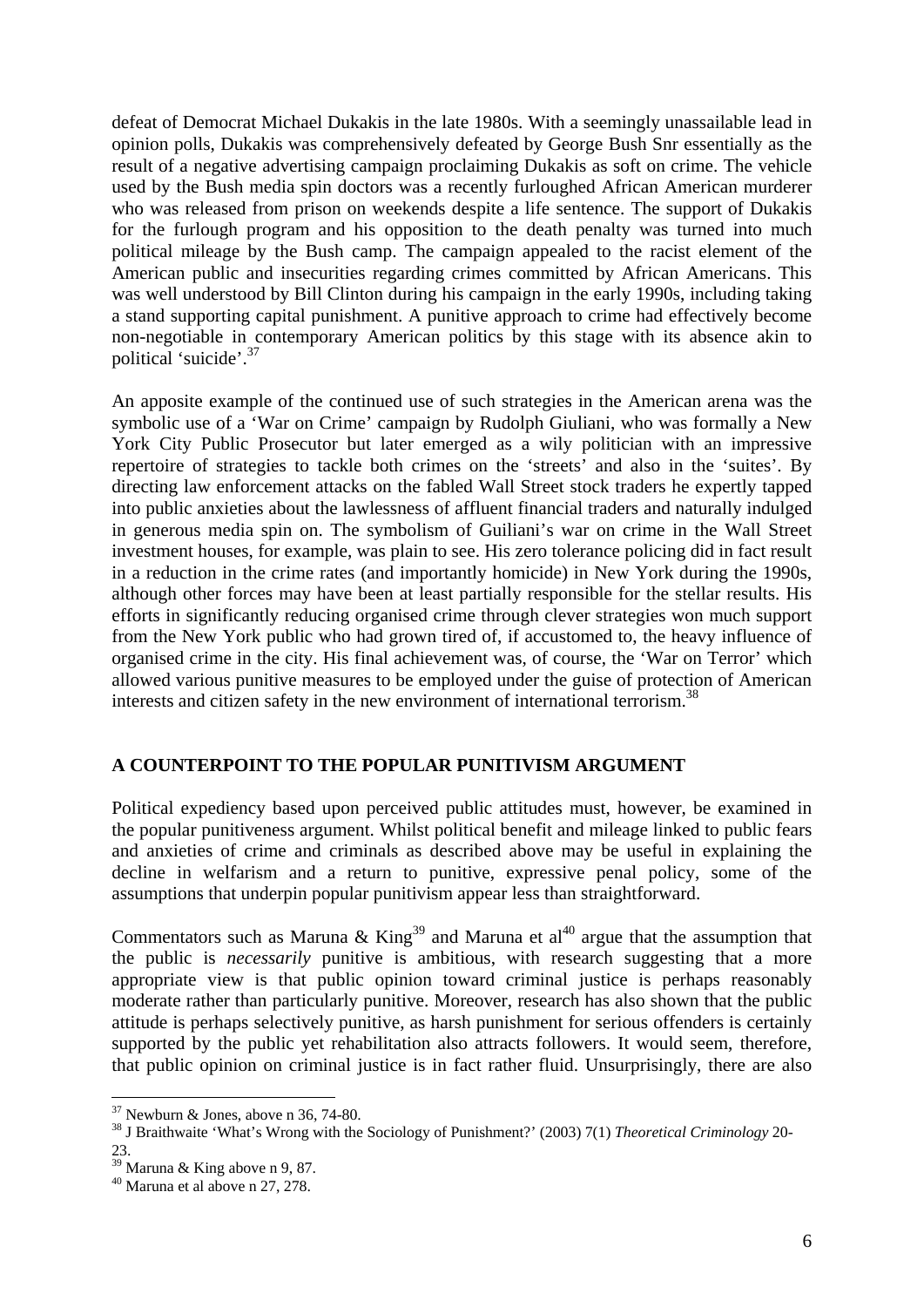defeat of Democrat Michael Dukakis in the late 1980s. With a seemingly unassailable lead in opinion polls, Dukakis was comprehensively defeated by George Bush Snr essentially as the result of a negative advertising campaign proclaiming Dukakis as soft on crime. The vehicle used by the Bush media spin doctors was a recently furloughed African American murderer who was released from prison on weekends despite a life sentence. The support of Dukakis for the furlough program and his opposition to the death penalty was turned into much political mileage by the Bush camp. The campaign appealed to the racist element of the American public and insecurities regarding crimes committed by African Americans. This was well understood by Bill Clinton during his campaign in the early 1990s, including taking a stand supporting capital punishment. A punitive approach to crime had effectively become non-negotiable in contemporary American politics by this stage with its absence akin to political 'suicide'.[37]

An apposite example of the continued use of such strategies in the American arena was the symbolic use of a 'War on Crime' campaign by Rudolph Giuliani, who was formally a New York City Public Prosecutor but later emerged as a wily politician with an impressive repertoire of strategies to tackle both crimes on the 'streets' and also in the 'suites'. By directing law enforcement attacks on the fabled Wall Street stock traders he expertly tapped into public anxieties about the lawlessness of affluent financial traders and naturally indulged in generous media spin on. The symbolism of Guiliani's war on crime in the Wall Street investment houses, for example, was plain to see. His zero tolerance policing did in fact result in a reduction in the crime rates (and importantly homicide) in New York during the 1990s, although other forces may have been at least partially responsible for the stellar results. His efforts in significantly reducing organised crime through clever strategies won much support from the New York public who had grown tired of, if accustomed to, the heavy influence of organised crime in the city. His final achievement was, of course, the 'War on Terror' which allowed various punitive measures to be employed under the guise of protection of American interests and citizen safety in the new environment of international terrorism.[38]

## A COUNTERPOINT TO THE POPULAR PUNITIVISM ARGUMENT

Political expediency based upon perceived public attitudes must, however, be examined in the popular punitiveness argument. Whilst political benefit and mileage linked to public fears and anxieties of crime and criminals as described above may be useful in explaining the decline in welfarism and a return to punitive, expressive penal policy, some of the assumptions that underpin popular punitivism appear less than straightforward.

Commentators such as Maruna & King[39] and Maruna et al[40] argue that the assumption that the public is *necessarily* punitive is ambitious, with research suggesting that a more appropriate view is that public opinion toward criminal justice is perhaps reasonably moderate rather than particularly punitive. Moreover, research has also shown that the public attitude is perhaps selectively punitive, as harsh punishment for serious offenders is certainly supported by the public yet rehabilitation also attracts followers. It would seem, therefore, that public opinion on criminal justice is in fact rather fluid. Unsurprisingly, there are also

---

[37] Newburn & Jones, above n 36, 74-80.

[38] J Braithwaite 'What's Wrong with the Sociology of Punishment?' (2003) 7(1) *Theoretical Criminology* 20-23.

[39] Maruna & King above n 9, 87.

[40] Maruna et al above n 27, 278.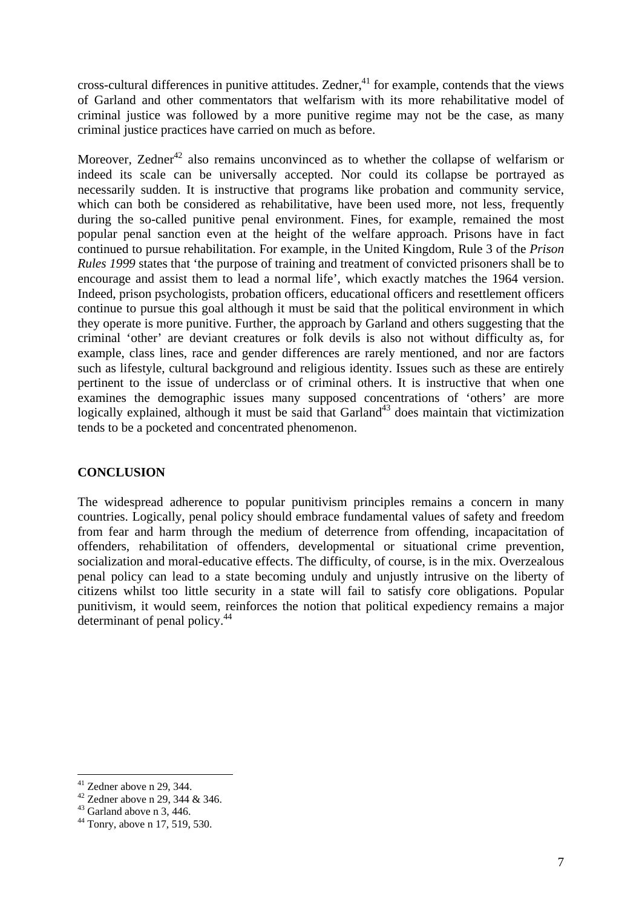cross-cultural differences in punitive attitudes. Zedner,[41] for example, contends that the views of Garland and other commentators that welfarism with its more rehabilitative model of criminal justice was followed by a more punitive regime may not be the case, as many criminal justice practices have carried on much as before.

Moreover, Zedner[42] also remains unconvinced as to whether the collapse of welfarism or indeed its scale can be universally accepted. Nor could its collapse be portrayed as necessarily sudden. It is instructive that programs like probation and community service, which can both be considered as rehabilitative, have been used more, not less, frequently during the so-called punitive penal environment. Fines, for example, remained the most popular penal sanction even at the height of the welfare approach. Prisons have in fact continued to pursue rehabilitation. For example, in the United Kingdom, Rule 3 of the *Prison Rules 1999* states that 'the purpose of training and treatment of convicted prisoners shall be to encourage and assist them to lead a normal life', which exactly matches the 1964 version. Indeed, prison psychologists, probation officers, educational officers and resettlement officers continue to pursue this goal although it must be said that the political environment in which they operate is more punitive. Further, the approach by Garland and others suggesting that the criminal 'other' are deviant creatures or folk devils is also not without difficulty as, for example, class lines, race and gender differences are rarely mentioned, and nor are factors such as lifestyle, cultural background and religious identity. Issues such as these are entirely pertinent to the issue of underclass or of criminal others. It is instructive that when one examines the demographic issues many supposed concentrations of 'others' are more logically explained, although it must be said that Garland[43] does maintain that victimization tends to be a pocketed and concentrated phenomenon.

## CONCLUSION

The widespread adherence to popular punitivism principles remains a concern in many countries. Logically, penal policy should embrace fundamental values of safety and freedom from fear and harm through the medium of deterrence from offending, incapacitation of offenders, rehabilitation of offenders, developmental or situational crime prevention, socialization and moral-educative effects. The difficulty, of course, is in the mix. Overzealous penal policy can lead to a state becoming unduly and unjustly intrusive on the liberty of citizens whilst too little security in a state will fail to satisfy core obligations. Popular punitivism, it would seem, reinforces the notion that political expediency remains a major determinant of penal policy.[44]

---

[41] Zedner above n 29, 344.
[42] Zedner above n 29, 344 & 346.
[43] Garland above n 3, 446.
[44] Tonry, above n 17, 519, 530.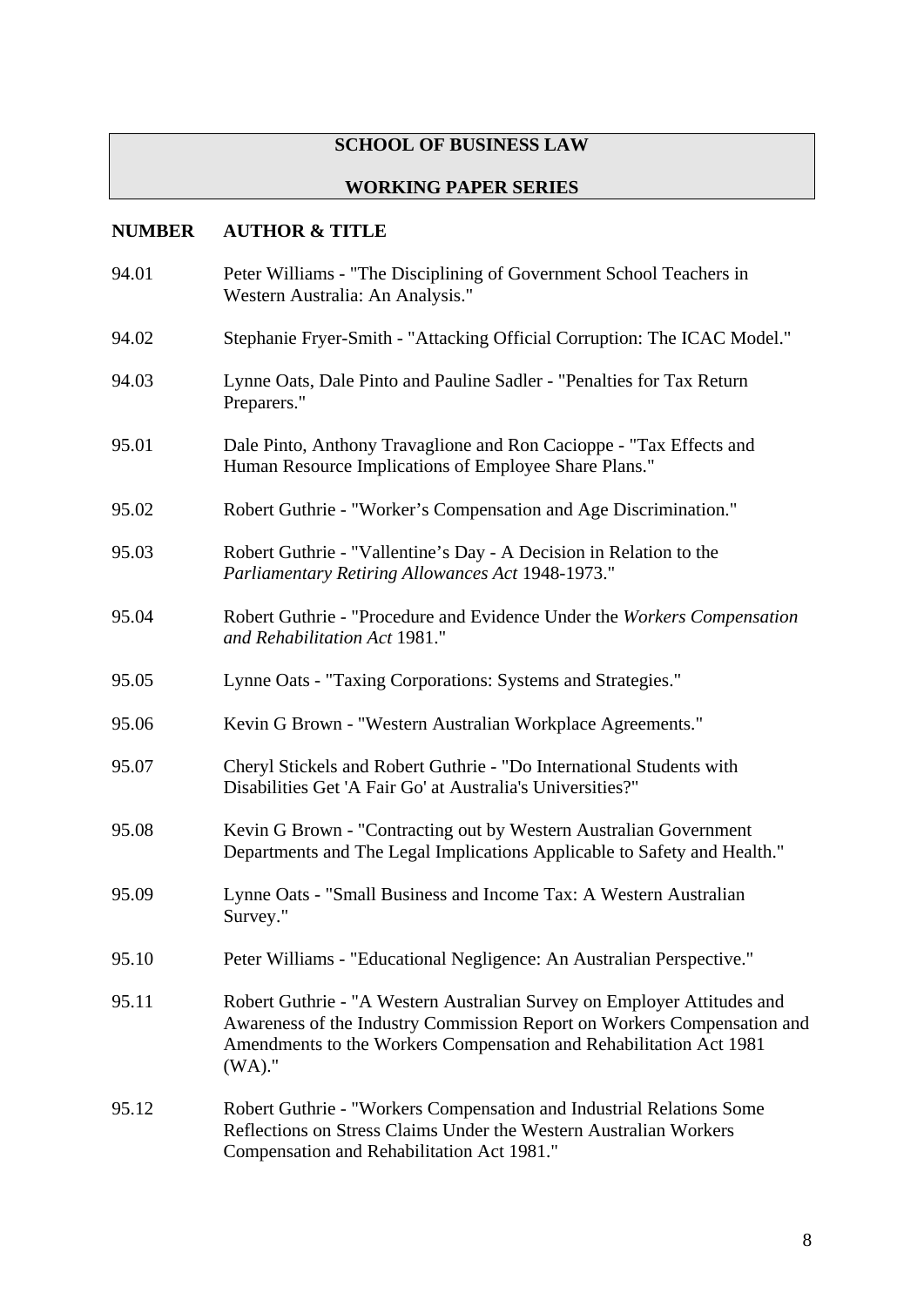## SCHOOL OF BUSINESS LAW

## WORKING PAPER SERIES

| NUMBER | AUTHOR & TITLE |
| --- | --- |
| 94.01 | Peter Williams - "The Disciplining of Government School Teachers in Western Australia: An Analysis." |
| 94.02 | Stephanie Fryer-Smith - "Attacking Official Corruption: The ICAC Model." |
| 94.03 | Lynne Oats, Dale Pinto and Pauline Sadler - "Penalties for Tax Return Preparers." |
| 95.01 | Dale Pinto, Anthony Travaglione and Ron Cacioppe - "Tax Effects and Human Resource Implications of Employee Share Plans." |
| 95.02 | Robert Guthrie - "Worker's Compensation and Age Discrimination." |
| 95.03 | Robert Guthrie - "Vallentine's Day - A Decision in Relation to the *Parliamentary Retiring Allowances Act* 1948-1973." |
| 95.04 | Robert Guthrie - "Procedure and Evidence Under the *Workers Compensation and Rehabilitation Act* 1981." |
| 95.05 | Lynne Oats - "Taxing Corporations: Systems and Strategies." |
| 95.06 | Kevin G Brown - "Western Australian Workplace Agreements." |
| 95.07 | Cheryl Stickels and Robert Guthrie - "Do International Students with Disabilities Get 'A Fair Go' at Australia's Universities?" |
| 95.08 | Kevin G Brown - "Contracting out by Western Australian Government Departments and The Legal Implications Applicable to Safety and Health." |
| 95.09 | Lynne Oats - "Small Business and Income Tax: A Western Australian Survey." |
| 95.10 | Peter Williams - "Educational Negligence: An Australian Perspective." |
| 95.11 | Robert Guthrie - "A Western Australian Survey on Employer Attitudes and Awareness of the Industry Commission Report on Workers Compensation and Amendments to the Workers Compensation and Rehabilitation Act 1981 (WA)." |
| 95.12 | Robert Guthrie - "Workers Compensation and Industrial Relations Some Reflections on Stress Claims Under the Western Australian Workers Compensation and Rehabilitation Act 1981." |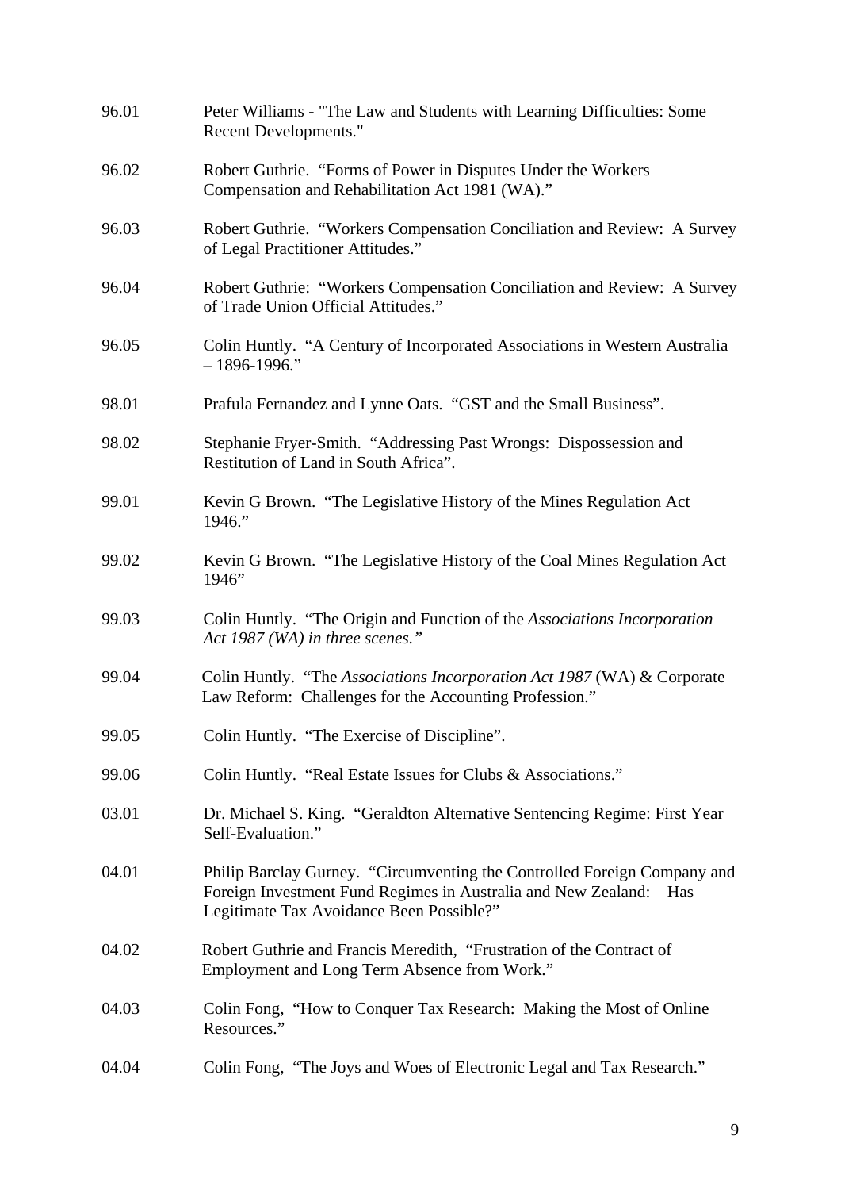| | |
|---|---|
| 96.01 | Peter Williams - "The Law and Students with Learning Difficulties: Some Recent Developments." |
| 96.02 | Robert Guthrie. "Forms of Power in Disputes Under the Workers Compensation and Rehabilitation Act 1981 (WA)." |
| 96.03 | Robert Guthrie. "Workers Compensation Conciliation and Review: A Survey of Legal Practitioner Attitudes." |
| 96.04 | Robert Guthrie: "Workers Compensation Conciliation and Review: A Survey of Trade Union Official Attitudes." |
| 96.05 | Colin Huntly. "A Century of Incorporated Associations in Western Australia – 1896-1996." |
| 98.01 | Prafula Fernandez and Lynne Oats. "GST and the Small Business". |
| 98.02 | Stephanie Fryer-Smith. "Addressing Past Wrongs: Dispossession and Restitution of Land in South Africa". |
| 99.01 | Kevin G Brown. "The Legislative History of the Mines Regulation Act 1946." |
| 99.02 | Kevin G Brown. "The Legislative History of the Coal Mines Regulation Act 1946" |
| 99.03 | Colin Huntly. "The Origin and Function of the *Associations Incorporation Act 1987 (WA) in three scenes."* |
| 99.04 | Colin Huntly. "The *Associations Incorporation Act 1987* (WA) & Corporate Law Reform: Challenges for the Accounting Profession." |
| 99.05 | Colin Huntly. "The Exercise of Discipline". |
| 99.06 | Colin Huntly. "Real Estate Issues for Clubs & Associations." |
| 03.01 | Dr. Michael S. King. "Geraldton Alternative Sentencing Regime: First Year Self-Evaluation." |
| 04.01 | Philip Barclay Gurney. "Circumventing the Controlled Foreign Company and Foreign Investment Fund Regimes in Australia and New Zealand: Has Legitimate Tax Avoidance Been Possible?" |
| 04.02 | Robert Guthrie and Francis Meredith, "Frustration of the Contract of Employment and Long Term Absence from Work." |
| 04.03 | Colin Fong, "How to Conquer Tax Research: Making the Most of Online Resources." |
| 04.04 | Colin Fong, "The Joys and Woes of Electronic Legal and Tax Research." |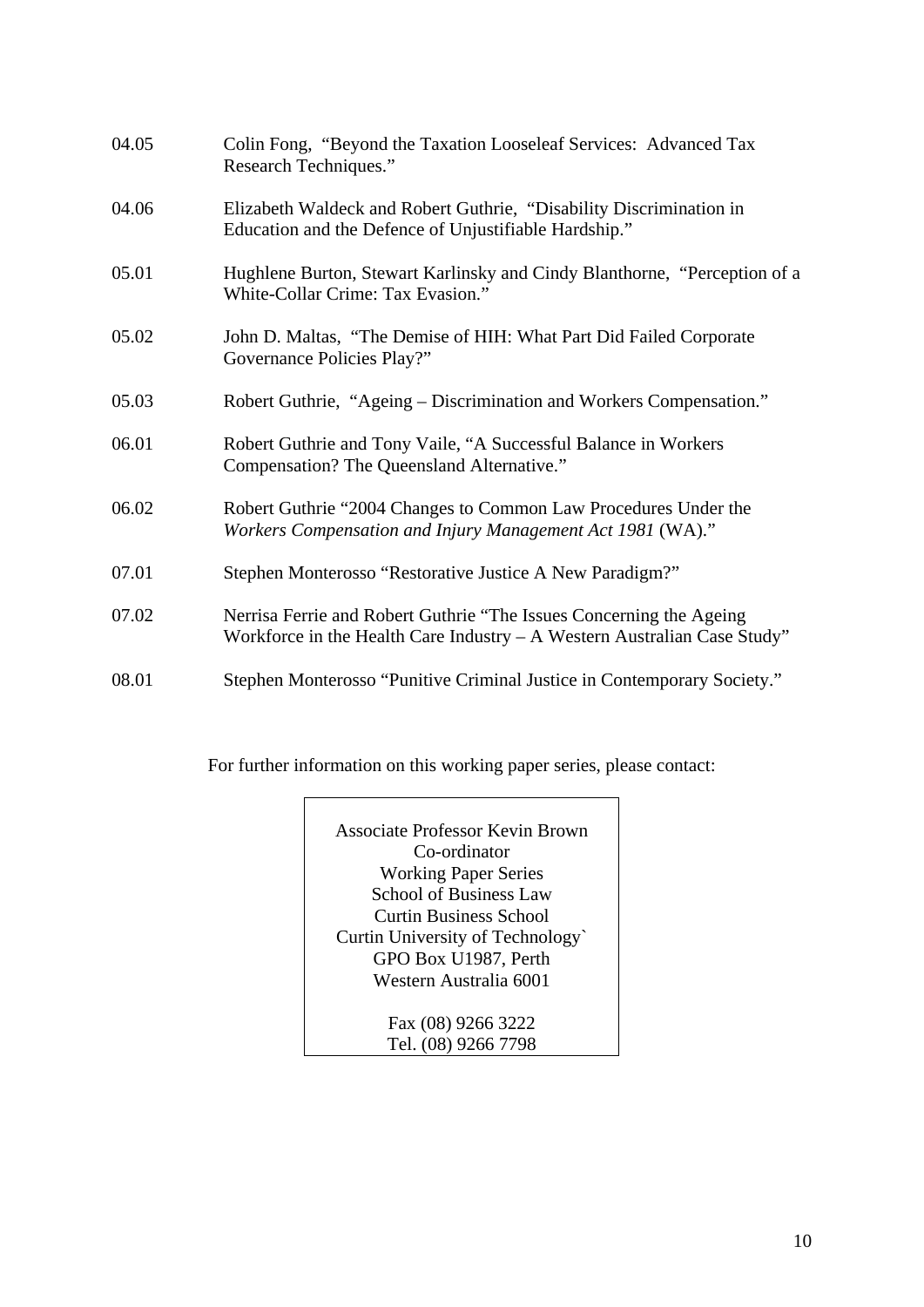| | |
|---|---|
| 04.05 | Colin Fong, "Beyond the Taxation Looseleaf Services: Advanced Tax Research Techniques." |
| 04.06 | Elizabeth Waldeck and Robert Guthrie, "Disability Discrimination in Education and the Defence of Unjustifiable Hardship." |
| 05.01 | Hughlene Burton, Stewart Karlinsky and Cindy Blanthorne, "Perception of a White-Collar Crime: Tax Evasion." |
| 05.02 | John D. Maltas, "The Demise of HIH: What Part Did Failed Corporate Governance Policies Play?" |
| 05.03 | Robert Guthrie, "Ageing – Discrimination and Workers Compensation." |
| 06.01 | Robert Guthrie and Tony Vaile, "A Successful Balance in Workers Compensation? The Queensland Alternative." |
| 06.02 | Robert Guthrie "2004 Changes to Common Law Procedures Under the *Workers Compensation and Injury Management Act 1981* (WA)." |
| 07.01 | Stephen Monterosso "Restorative Justice A New Paradigm?" |
| 07.02 | Nerrisa Ferrie and Robert Guthrie "The Issues Concerning the Ageing Workforce in the Health Care Industry – A Western Australian Case Study" |
| 08.01 | Stephen Monterosso "Punitive Criminal Justice in Contemporary Society." |

For further information on this working paper series, please contact:

Associate Professor Kevin Brown
Co-ordinator
Working Paper Series
School of Business Law
Curtin Business School
Curtin University of Technology`
GPO Box U1987, Perth
Western Australia 6001

Fax (08) 9266 3222
Tel. (08) 9266 7798